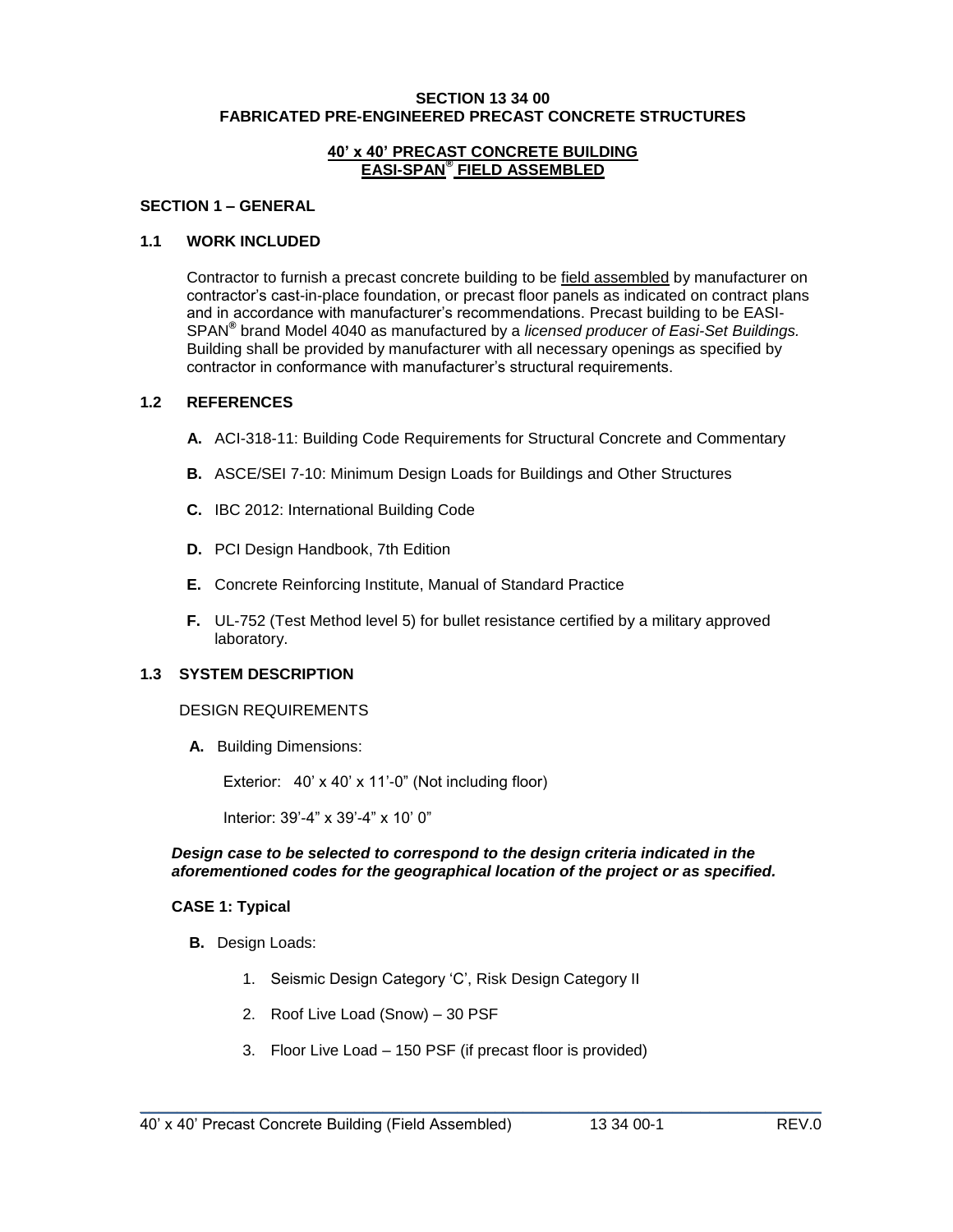# SECTION 13 34 00
# FABRICATED PRE-ENGINEERED PRECAST CONCRETE STRUCTURES

## 40' x 40' PRECAST CONCRETE BUILDING EASI-SPAN® FIELD ASSEMBLED

## SECTION 1 – GENERAL

### 1.1 WORK INCLUDED

Contractor to furnish a precast concrete building to be field assembled by manufacturer on contractor's cast-in-place foundation, or precast floor panels as indicated on contract plans and in accordance with manufacturer's recommendations. Precast building to be EASI-SPAN® brand Model 4040 as manufactured by a *licensed producer of Easi-Set Buildings.* Building shall be provided by manufacturer with all necessary openings as specified by contractor in conformance with manufacturer's structural requirements.

### 1.2 REFERENCES

- **A.** ACI-318-11: Building Code Requirements for Structural Concrete and Commentary
- **B.** ASCE/SEI 7-10: Minimum Design Loads for Buildings and Other Structures
- **C.** IBC 2012: International Building Code
- **D.** PCI Design Handbook, 7th Edition
- **E.** Concrete Reinforcing Institute, Manual of Standard Practice
- **F.** UL-752 (Test Method level 5) for bullet resistance certified by a military approved laboratory.

### 1.3 SYSTEM DESCRIPTION

DESIGN REQUIREMENTS

**A.** Building Dimensions:

Exterior: 40' x 40' x 11'-0" (Not including floor)

Interior: 39'-4" x 39'-4" x 10' 0"

***Design case to be selected to correspond to the design criteria indicated in the aforementioned codes for the geographical location of the project or as specified.***

**CASE 1: Typical**

**B.** Design Loads:

1. Seismic Design Category 'C', Risk Design Category II
2. Roof Live Load (Snow) – 30 PSF
3. Floor Live Load – 150 PSF (if precast floor is provided)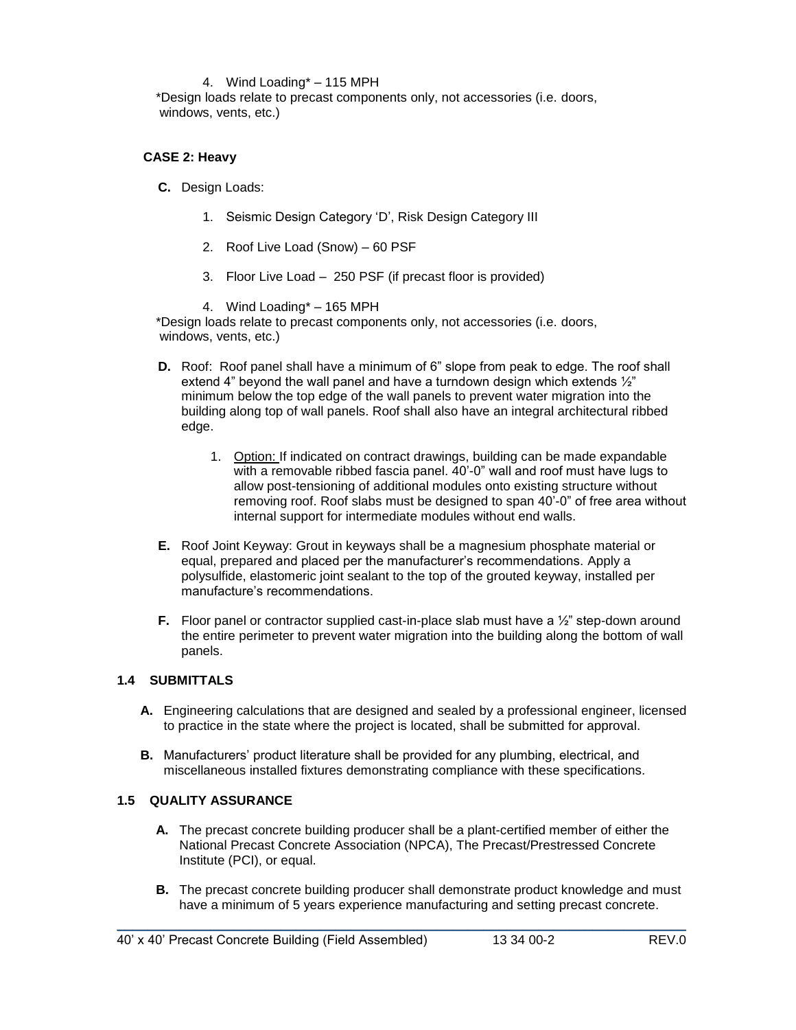4. Wind Loading* – 115 MPH

*Design loads relate to precast components only, not accessories (i.e. doors, windows, vents, etc.)

**CASE 2: Heavy**

**C.** Design Loads:

1. Seismic Design Category ‘D’, Risk Design Category III
2. Roof Live Load (Snow) – 60 PSF
3. Floor Live Load – 250 PSF (if precast floor is provided)
4. Wind Loading* – 165 MPH

*Design loads relate to precast components only, not accessories (i.e. doors, windows, vents, etc.)

**D.** Roof: Roof panel shall have a minimum of 6” slope from peak to edge. The roof shall extend 4” beyond the wall panel and have a turndown design which extends ½” minimum below the top edge of the wall panels to prevent water migration into the building along top of wall panels. Roof shall also have an integral architectural ribbed edge.

1. Option: If indicated on contract drawings, building can be made expandable with a removable ribbed fascia panel. 40’-0” wall and roof must have lugs to allow post-tensioning of additional modules onto existing structure without removing roof. Roof slabs must be designed to span 40’-0” of free area without internal support for intermediate modules without end walls.

**E.** Roof Joint Keyway: Grout in keyways shall be a magnesium phosphate material or equal, prepared and placed per the manufacturer’s recommendations. Apply a polysulfide, elastomeric joint sealant to the top of the grouted keyway, installed per manufacture’s recommendations.

**F.** Floor panel or contractor supplied cast-in-place slab must have a ½” step-down around the entire perimeter to prevent water migration into the building along the bottom of wall panels.

### 1.4 SUBMITTALS

**A.** Engineering calculations that are designed and sealed by a professional engineer, licensed to practice in the state where the project is located, shall be submitted for approval.

**B.** Manufacturers’ product literature shall be provided for any plumbing, electrical, and miscellaneous installed fixtures demonstrating compliance with these specifications.

### 1.5 QUALITY ASSURANCE

**A.** The precast concrete building producer shall be a plant-certified member of either the National Precast Concrete Association (NPCA), The Precast/Prestressed Concrete Institute (PCI), or equal.

**B.** The precast concrete building producer shall demonstrate product knowledge and must have a minimum of 5 years experience manufacturing and setting precast concrete.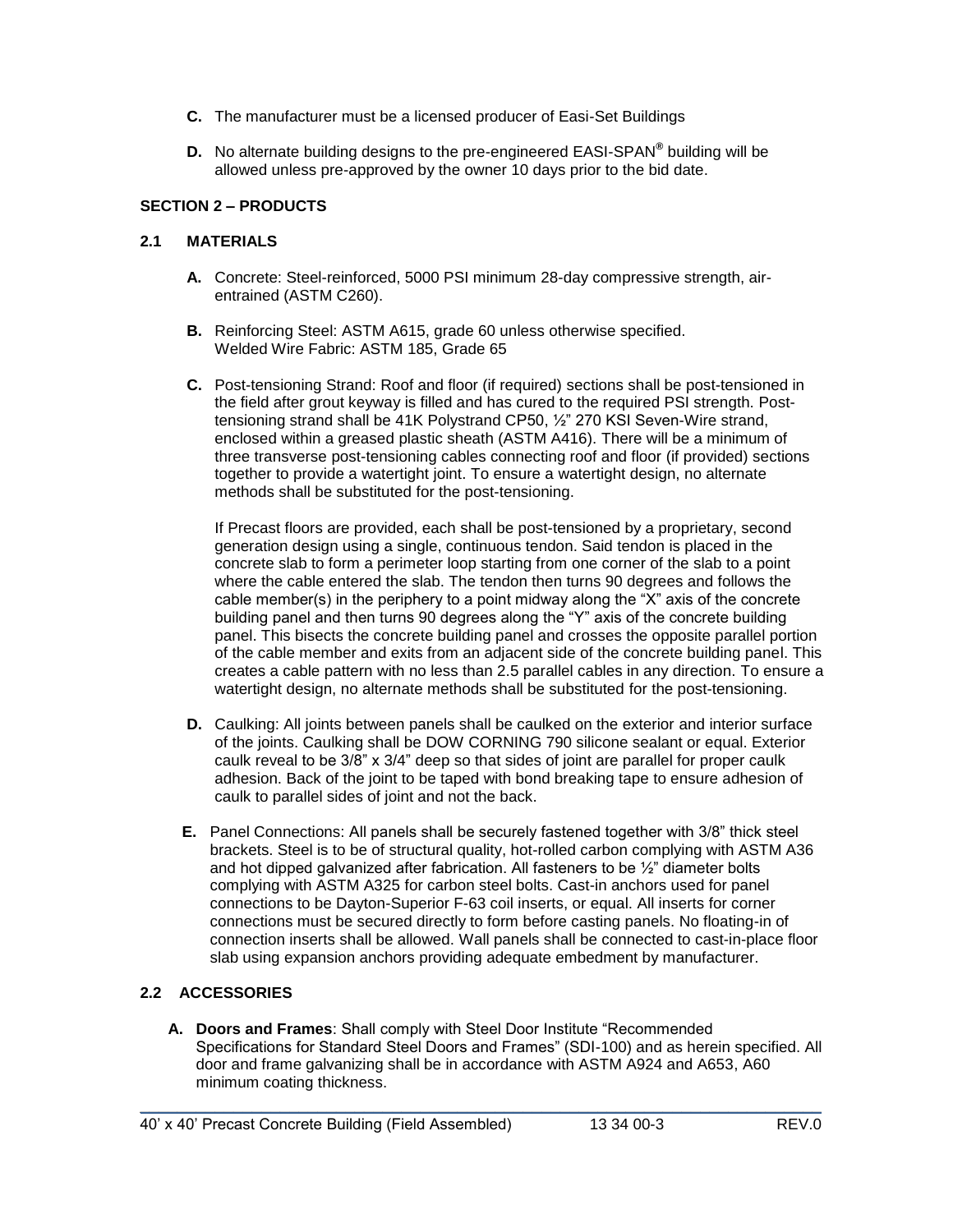**C.** The manufacturer must be a licensed producer of Easi-Set Buildings

**D.** No alternate building designs to the pre-engineered EASI-SPAN® building will be allowed unless pre-approved by the owner 10 days prior to the bid date.

## SECTION 2 – PRODUCTS

### 2.1 MATERIALS

**A.** Concrete: Steel-reinforced, 5000 PSI minimum 28-day compressive strength, air-entrained (ASTM C260).

**B.** Reinforcing Steel: ASTM A615, grade 60 unless otherwise specified.
Welded Wire Fabric: ASTM 185, Grade 65

**C.** Post-tensioning Strand: Roof and floor (if required) sections shall be post-tensioned in the field after grout keyway is filled and has cured to the required PSI strength. Post-tensioning strand shall be 41K Polystrand CP50, ½" 270 KSI Seven-Wire strand, enclosed within a greased plastic sheath (ASTM A416). There will be a minimum of three transverse post-tensioning cables connecting roof and floor (if provided) sections together to provide a watertight joint. To ensure a watertight design, no alternate methods shall be substituted for the post-tensioning.

If Precast floors are provided, each shall be post-tensioned by a proprietary, second generation design using a single, continuous tendon. Said tendon is placed in the concrete slab to form a perimeter loop starting from one corner of the slab to a point where the cable entered the slab. The tendon then turns 90 degrees and follows the cable member(s) in the periphery to a point midway along the "X" axis of the concrete building panel and then turns 90 degrees along the "Y" axis of the concrete building panel. This bisects the concrete building panel and crosses the opposite parallel portion of the cable member and exits from an adjacent side of the concrete building panel. This creates a cable pattern with no less than 2.5 parallel cables in any direction. To ensure a watertight design, no alternate methods shall be substituted for the post-tensioning.

**D.** Caulking: All joints between panels shall be caulked on the exterior and interior surface of the joints. Caulking shall be DOW CORNING 790 silicone sealant or equal. Exterior caulk reveal to be 3/8" x 3/4" deep so that sides of joint are parallel for proper caulk adhesion. Back of the joint to be taped with bond breaking tape to ensure adhesion of caulk to parallel sides of joint and not the back.

**E.** Panel Connections: All panels shall be securely fastened together with 3/8" thick steel brackets. Steel is to be of structural quality, hot-rolled carbon complying with ASTM A36 and hot dipped galvanized after fabrication. All fasteners to be ½" diameter bolts complying with ASTM A325 for carbon steel bolts. Cast-in anchors used for panel connections to be Dayton-Superior F-63 coil inserts, or equal. All inserts for corner connections must be secured directly to form before casting panels. No floating-in of connection inserts shall be allowed. Wall panels shall be connected to cast-in-place floor slab using expansion anchors providing adequate embedment by manufacturer.

### 2.2 ACCESSORIES

**A. Doors and Frames**: Shall comply with Steel Door Institute "Recommended Specifications for Standard Steel Doors and Frames" (SDI-100) and as herein specified. All door and frame galvanizing shall be in accordance with ASTM A924 and A653, A60 minimum coating thickness.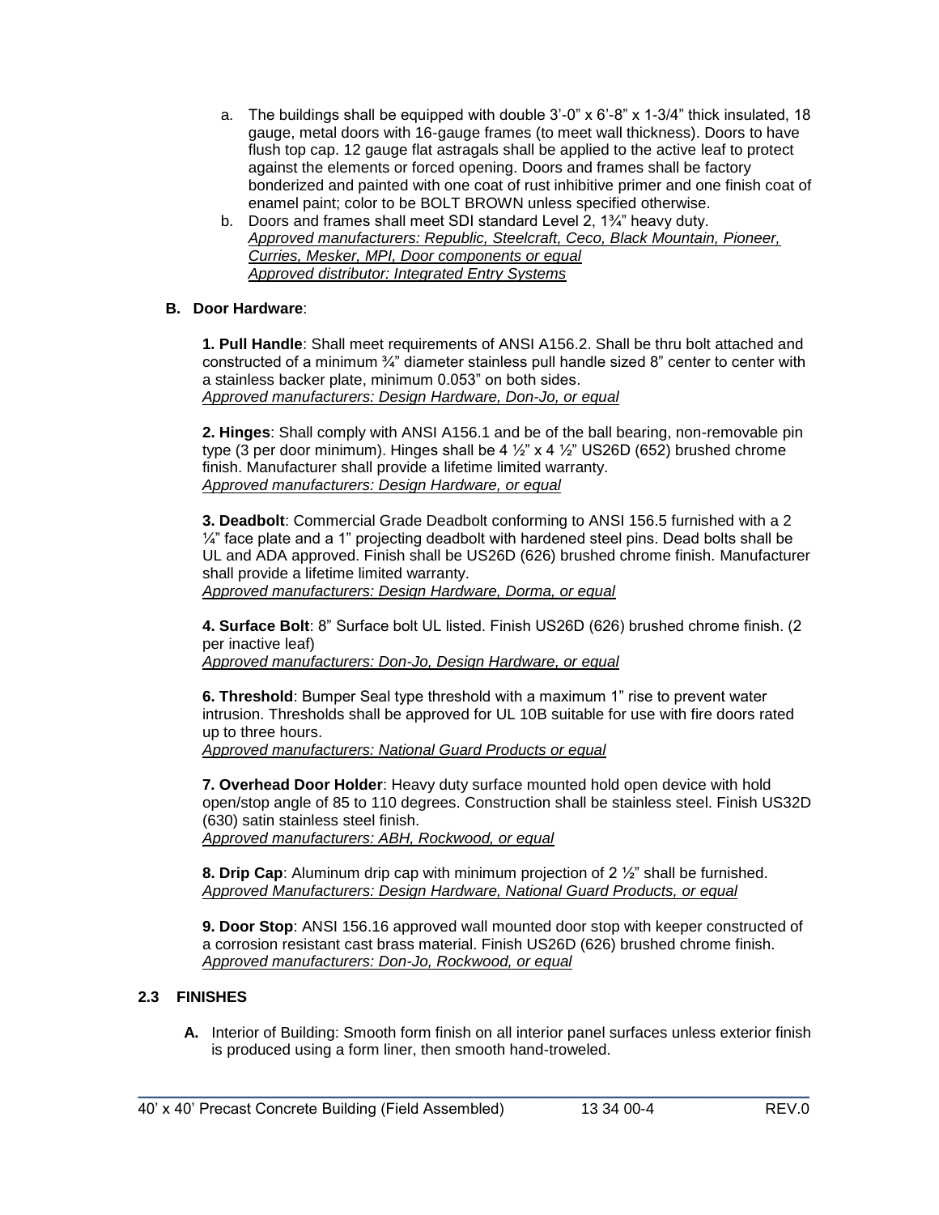a. The buildings shall be equipped with double 3'-0" x 6'-8" x 1-3/4" thick insulated, 18 gauge, metal doors with 16-gauge frames (to meet wall thickness). Doors to have flush top cap. 12 gauge flat astragals shall be applied to the active leaf to protect against the elements or forced opening. Doors and frames shall be factory bonderized and painted with one coat of rust inhibitive primer and one finish coat of enamel paint; color to be BOLT BROWN unless specified otherwise.

b. Doors and frames shall meet SDI standard Level 2, 1¾" heavy duty.
*Approved manufacturers: Republic, Steelcraft, Ceco, Black Mountain, Pioneer, Curries, Mesker, MPI, Door components or equal*
*Approved distributor: Integrated Entry Systems*

**B. Door Hardware**:

**1. Pull Handle**: Shall meet requirements of ANSI A156.2. Shall be thru bolt attached and constructed of a minimum ¾" diameter stainless pull handle sized 8" center to center with a stainless backer plate, minimum 0.053" on both sides.
*Approved manufacturers: Design Hardware, Don-Jo, or equal*

**2. Hinges**: Shall comply with ANSI A156.1 and be of the ball bearing, non-removable pin type (3 per door minimum). Hinges shall be 4 ½" x 4 ½" US26D (652) brushed chrome finish. Manufacturer shall provide a lifetime limited warranty.
*Approved manufacturers: Design Hardware, or equal*

**3. Deadbolt**: Commercial Grade Deadbolt conforming to ANSI 156.5 furnished with a 2 ¼" face plate and a 1" projecting deadbolt with hardened steel pins. Dead bolts shall be UL and ADA approved. Finish shall be US26D (626) brushed chrome finish. Manufacturer shall provide a lifetime limited warranty.
*Approved manufacturers: Design Hardware, Dorma, or equal*

**4. Surface Bolt**: 8" Surface bolt UL listed. Finish US26D (626) brushed chrome finish. (2 per inactive leaf)
*Approved manufacturers: Don-Jo, Design Hardware, or equal*

**6. Threshold**: Bumper Seal type threshold with a maximum 1" rise to prevent water intrusion. Thresholds shall be approved for UL 10B suitable for use with fire doors rated up to three hours.
*Approved manufacturers: National Guard Products or equal*

**7. Overhead Door Holder**: Heavy duty surface mounted hold open device with hold open/stop angle of 85 to 110 degrees. Construction shall be stainless steel. Finish US32D (630) satin stainless steel finish.
*Approved manufacturers: ABH, Rockwood, or equal*

**8. Drip Cap**: Aluminum drip cap with minimum projection of 2 ½" shall be furnished.
*Approved Manufacturers: Design Hardware, National Guard Products, or equal*

**9. Door Stop**: ANSI 156.16 approved wall mounted door stop with keeper constructed of a corrosion resistant cast brass material. Finish US26D (626) brushed chrome finish.
*Approved manufacturers: Don-Jo, Rockwood, or equal*

## 2.3 FINISHES

**A.** Interior of Building: Smooth form finish on all interior panel surfaces unless exterior finish is produced using a form liner, then smooth hand-troweled.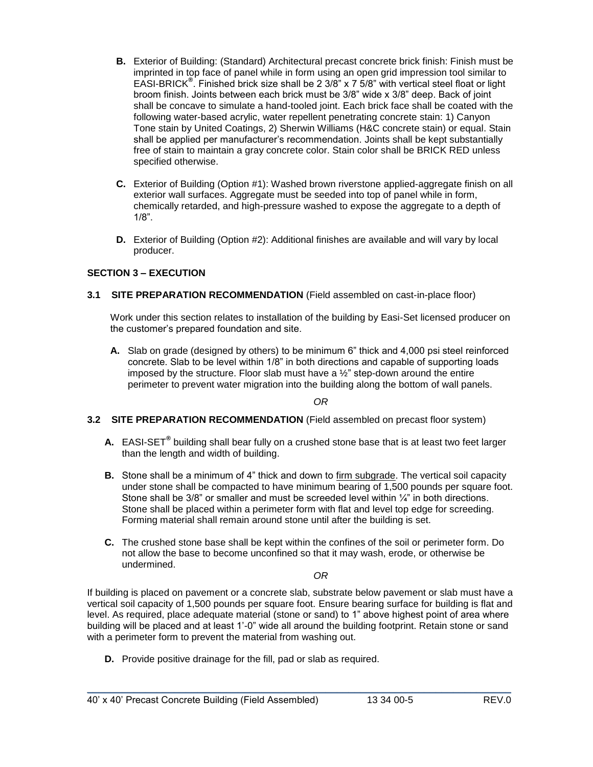**B.** Exterior of Building: (Standard) Architectural precast concrete brick finish: Finish must be imprinted in top face of panel while in form using an open grid impression tool similar to EASI-BRICK®. Finished brick size shall be 2 3/8" x 7 5/8" with vertical steel float or light broom finish. Joints between each brick must be 3/8" wide x 3/8" deep. Back of joint shall be concave to simulate a hand-tooled joint. Each brick face shall be coated with the following water-based acrylic, water repellent penetrating concrete stain: 1) Canyon Tone stain by United Coatings, 2) Sherwin Williams (H&C concrete stain) or equal. Stain shall be applied per manufacturer's recommendation. Joints shall be kept substantially free of stain to maintain a gray concrete color. Stain color shall be BRICK RED unless specified otherwise.

**C.** Exterior of Building (Option #1): Washed brown riverstone applied-aggregate finish on all exterior wall surfaces. Aggregate must be seeded into top of panel while in form, chemically retarded, and high-pressure washed to expose the aggregate to a depth of 1/8".

**D.** Exterior of Building (Option #2): Additional finishes are available and will vary by local producer.

## SECTION 3 – EXECUTION

### 3.1 SITE PREPARATION RECOMMENDATION (Field assembled on cast-in-place floor)

Work under this section relates to installation of the building by Easi-Set licensed producer on the customer's prepared foundation and site.

**A.** Slab on grade (designed by others) to be minimum 6" thick and 4,000 psi steel reinforced concrete. Slab to be level within 1/8" in both directions and capable of supporting loads imposed by the structure. Floor slab must have a ½" step-down around the entire perimeter to prevent water migration into the building along the bottom of wall panels.

*OR*

### 3.2 SITE PREPARATION RECOMMENDATION (Field assembled on precast floor system)

**A.** EASI-SET® building shall bear fully on a crushed stone base that is at least two feet larger than the length and width of building.

**B.** Stone shall be a minimum of 4" thick and down to <u>firm subgrade</u>. The vertical soil capacity under stone shall be compacted to have minimum bearing of 1,500 pounds per square foot. Stone shall be 3/8" or smaller and must be screeded level within ¼" in both directions. Stone shall be placed within a perimeter form with flat and level top edge for screeding. Forming material shall remain around stone until after the building is set.

**C.** The crushed stone base shall be kept within the confines of the soil or perimeter form. Do not allow the base to become unconfined so that it may wash, erode, or otherwise be undermined.

*OR*

If building is placed on pavement or a concrete slab, substrate below pavement or slab must have a vertical soil capacity of 1,500 pounds per square foot. Ensure bearing surface for building is flat and level. As required, place adequate material (stone or sand) to 1" above highest point of area where building will be placed and at least 1'-0" wide all around the building footprint. Retain stone or sand with a perimeter form to prevent the material from washing out.

**D.** Provide positive drainage for the fill, pad or slab as required.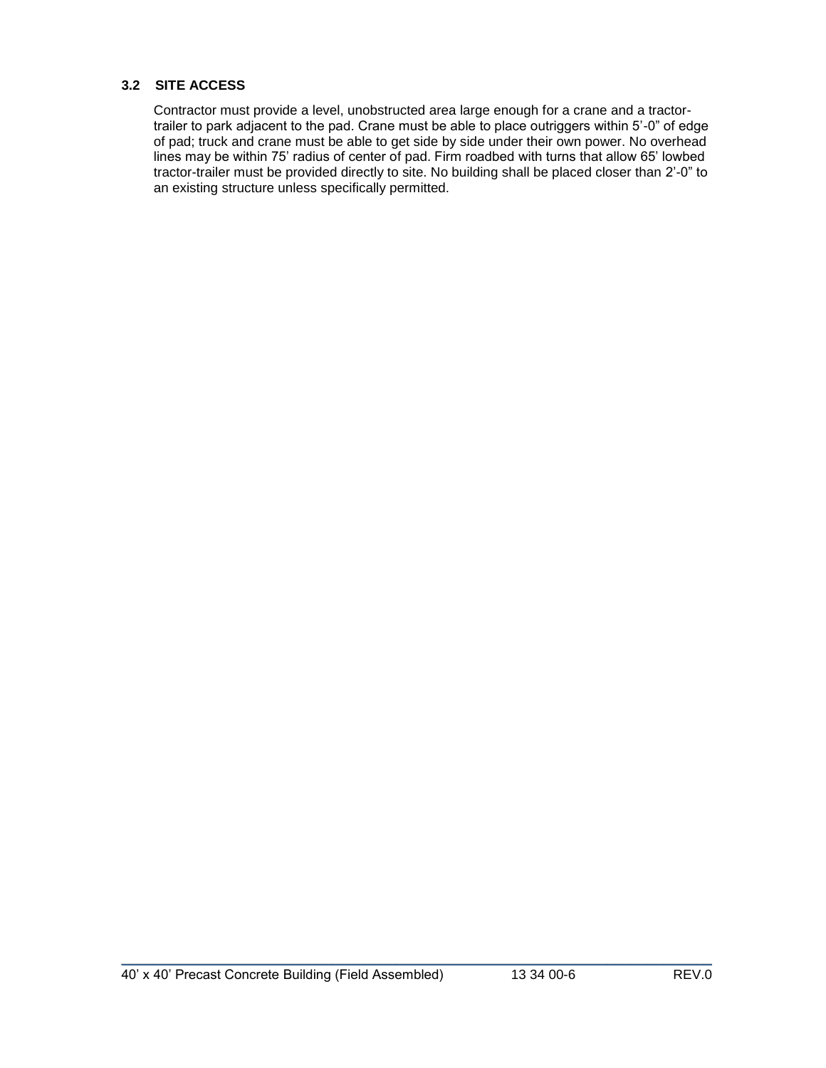### 3.2 SITE ACCESS

Contractor must provide a level, unobstructed area large enough for a crane and a tractor-trailer to park adjacent to the pad. Crane must be able to place outriggers within 5'-0" of edge of pad; truck and crane must be able to get side by side under their own power. No overhead lines may be within 75' radius of center of pad. Firm roadbed with turns that allow 65' lowbed tractor-trailer must be provided directly to site. No building shall be placed closer than 2'-0" to an existing structure unless specifically permitted.